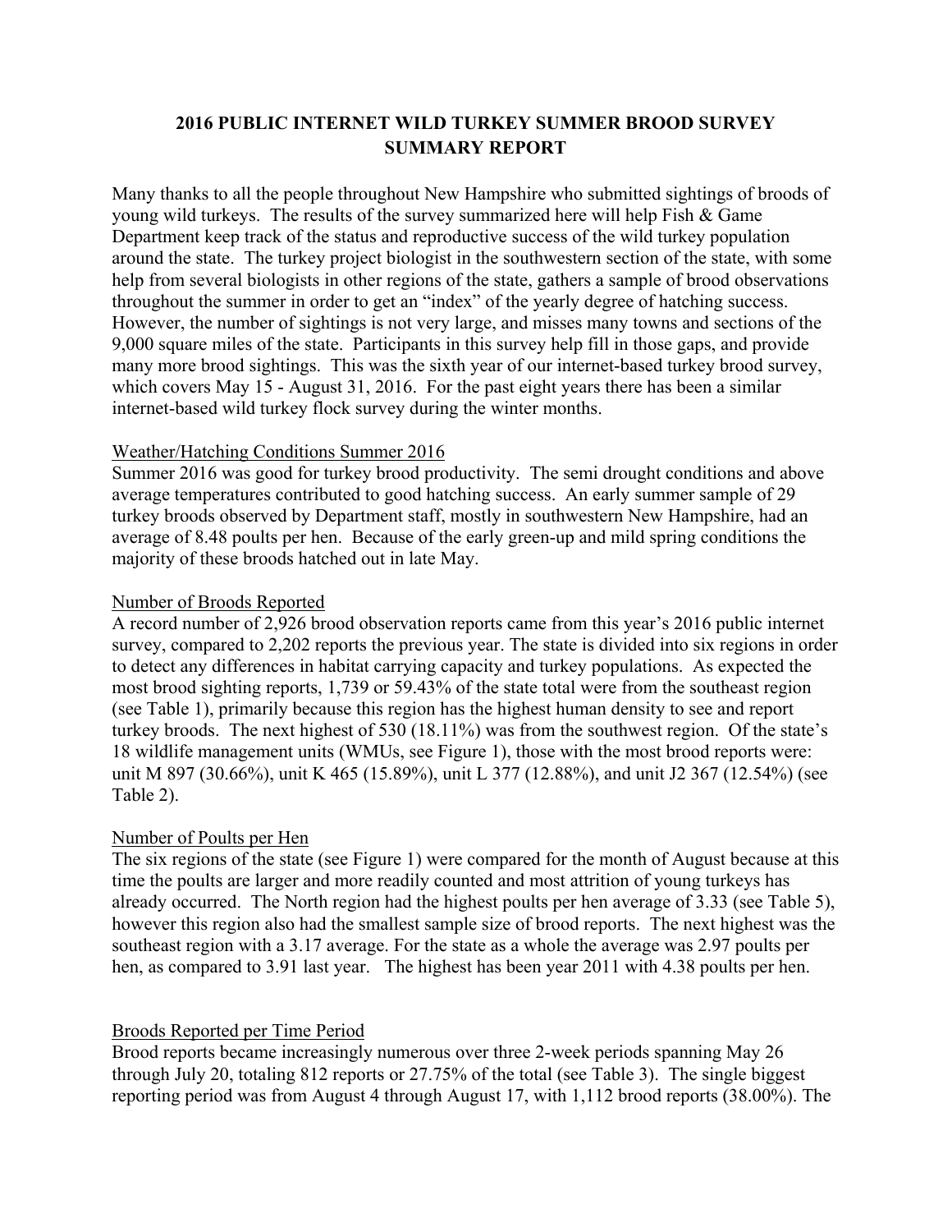# 2016 PUBLIC INTERNET WILD TURKEY SUMMER BROOD SURVEY SUMMARY REPORT

Many thanks to all the people throughout New Hampshire who submitted sightings of broods of young wild turkeys. The results of the survey summarized here will help Fish & Game Department keep track of the status and reproductive success of the wild turkey population around the state. The turkey project biologist in the southwestern section of the state, with some help from several biologists in other regions of the state, gathers a sample of brood observations throughout the summer in order to get an "index" of the yearly degree of hatching success. However, the number of sightings is not very large, and misses many towns and sections of the 9,000 square miles of the state. Participants in this survey help fill in those gaps, and provide many more brood sightings. This was the sixth year of our internet-based turkey brood survey, which covers May 15 - August 31, 2016. For the past eight years there has been a similar internet-based wild turkey flock survey during the winter months.

## Weather/Hatching Conditions Summer 2016

Summer 2016 was good for turkey brood productivity. The semi drought conditions and above average temperatures contributed to good hatching success. An early summer sample of 29 turkey broods observed by Department staff, mostly in southwestern New Hampshire, had an average of 8.48 poults per hen. Because of the early green-up and mild spring conditions the majority of these broods hatched out in late May.

## Number of Broods Reported

A record number of 2,926 brood observation reports came from this year's 2016 public internet survey, compared to 2,202 reports the previous year. The state is divided into six regions in order to detect any differences in habitat carrying capacity and turkey populations. As expected the most brood sighting reports, 1,739 or 59.43% of the state total were from the southeast region (see Table 1), primarily because this region has the highest human density to see and report turkey broods. The next highest of 530 (18.11%) was from the southwest region. Of the state's 18 wildlife management units (WMUs, see Figure 1), those with the most brood reports were: unit M 897 (30.66%), unit K 465 (15.89%), unit L 377 (12.88%), and unit J2 367 (12.54%) (see Table 2).

## Number of Poults per Hen

The six regions of the state (see Figure 1) were compared for the month of August because at this time the poults are larger and more readily counted and most attrition of young turkeys has already occurred. The North region had the highest poults per hen average of 3.33 (see Table 5), however this region also had the smallest sample size of brood reports. The next highest was the southeast region with a 3.17 average. For the state as a whole the average was 2.97 poults per hen, as compared to 3.91 last year. The highest has been year 2011 with 4.38 poults per hen.

## Broods Reported per Time Period

Brood reports became increasingly numerous over three 2-week periods spanning May 26 through July 20, totaling 812 reports or 27.75% of the total (see Table 3). The single biggest reporting period was from August 4 through August 17, with 1,112 brood reports (38.00%). The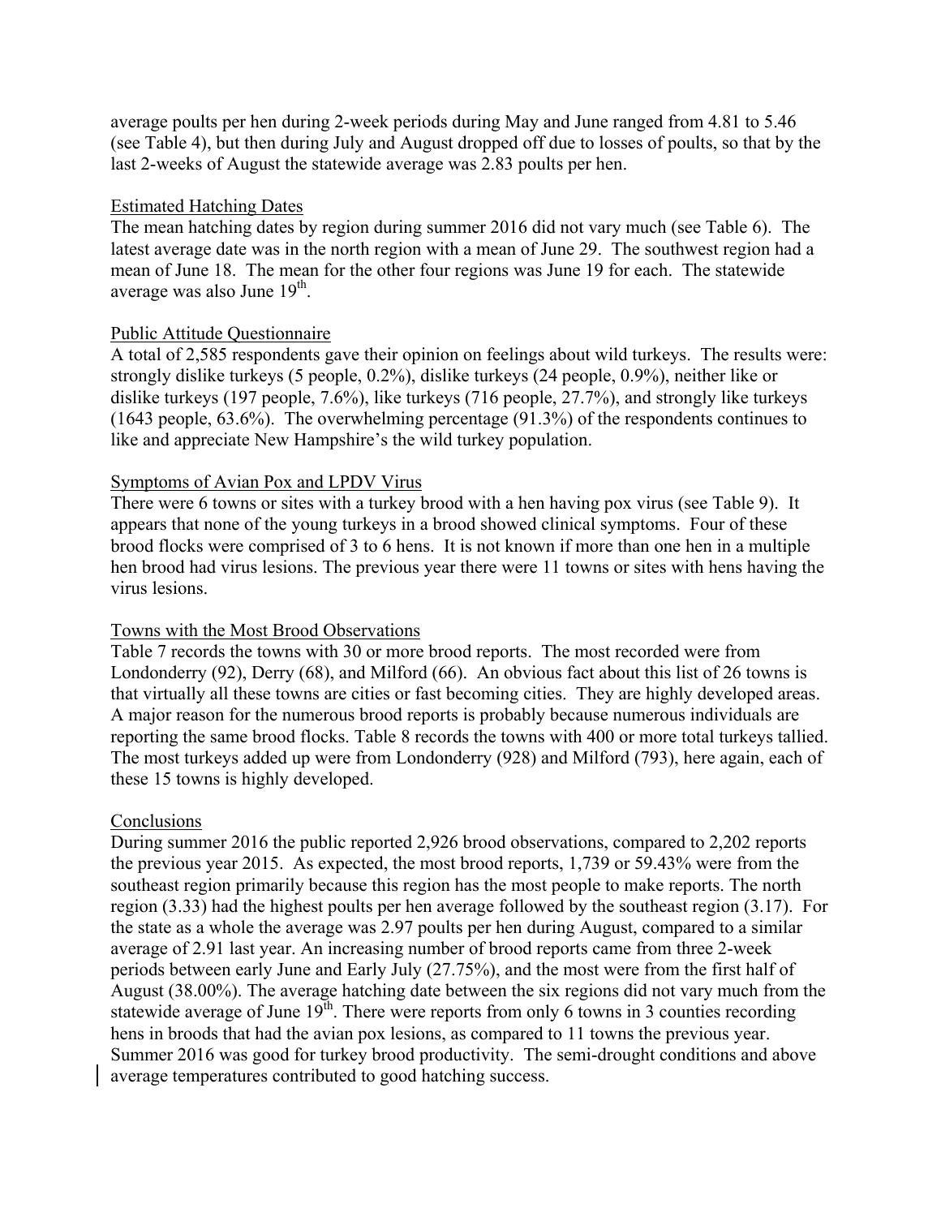average poults per hen during 2-week periods during May and June ranged from 4.81 to 5.46 (see Table 4), but then during July and August dropped off due to losses of poults, so that by the last 2-weeks of August the statewide average was 2.83 poults per hen.

## Estimated Hatching Dates

The mean hatching dates by region during summer 2016 did not vary much (see Table 6). The latest average date was in the north region with a mean of June 29. The southwest region had a mean of June 18. The mean for the other four regions was June 19 for each. The statewide average was also June 19th.

## Public Attitude Questionnaire

A total of 2,585 respondents gave their opinion on feelings about wild turkeys. The results were: strongly dislike turkeys (5 people, 0.2%), dislike turkeys (24 people, 0.9%), neither like or dislike turkeys (197 people, 7.6%), like turkeys (716 people, 27.7%), and strongly like turkeys (1643 people, 63.6%). The overwhelming percentage (91.3%) of the respondents continues to like and appreciate New Hampshire's the wild turkey population.

## Symptoms of Avian Pox and LPDV Virus

There were 6 towns or sites with a turkey brood with a hen having pox virus (see Table 9). It appears that none of the young turkeys in a brood showed clinical symptoms. Four of these brood flocks were comprised of 3 to 6 hens. It is not known if more than one hen in a multiple hen brood had virus lesions. The previous year there were 11 towns or sites with hens having the virus lesions.

## Towns with the Most Brood Observations

Table 7 records the towns with 30 or more brood reports. The most recorded were from Londonderry (92), Derry (68), and Milford (66). An obvious fact about this list of 26 towns is that virtually all these towns are cities or fast becoming cities. They are highly developed areas. A major reason for the numerous brood reports is probably because numerous individuals are reporting the same brood flocks. Table 8 records the towns with 400 or more total turkeys tallied. The most turkeys added up were from Londonderry (928) and Milford (793), here again, each of these 15 towns is highly developed.

## Conclusions

During summer 2016 the public reported 2,926 brood observations, compared to 2,202 reports the previous year 2015. As expected, the most brood reports, 1,739 or 59.43% were from the southeast region primarily because this region has the most people to make reports. The north region (3.33) had the highest poults per hen average followed by the southeast region (3.17). For the state as a whole the average was 2.97 poults per hen during August, compared to a similar average of 2.91 last year. An increasing number of brood reports came from three 2-week periods between early June and Early July (27.75%), and the most were from the first half of August (38.00%). The average hatching date between the six regions did not vary much from the statewide average of June 19th. There were reports from only 6 towns in 3 counties recording hens in broods that had the avian pox lesions, as compared to 11 towns the previous year. Summer 2016 was good for turkey brood productivity. The semi-drought conditions and above average temperatures contributed to good hatching success.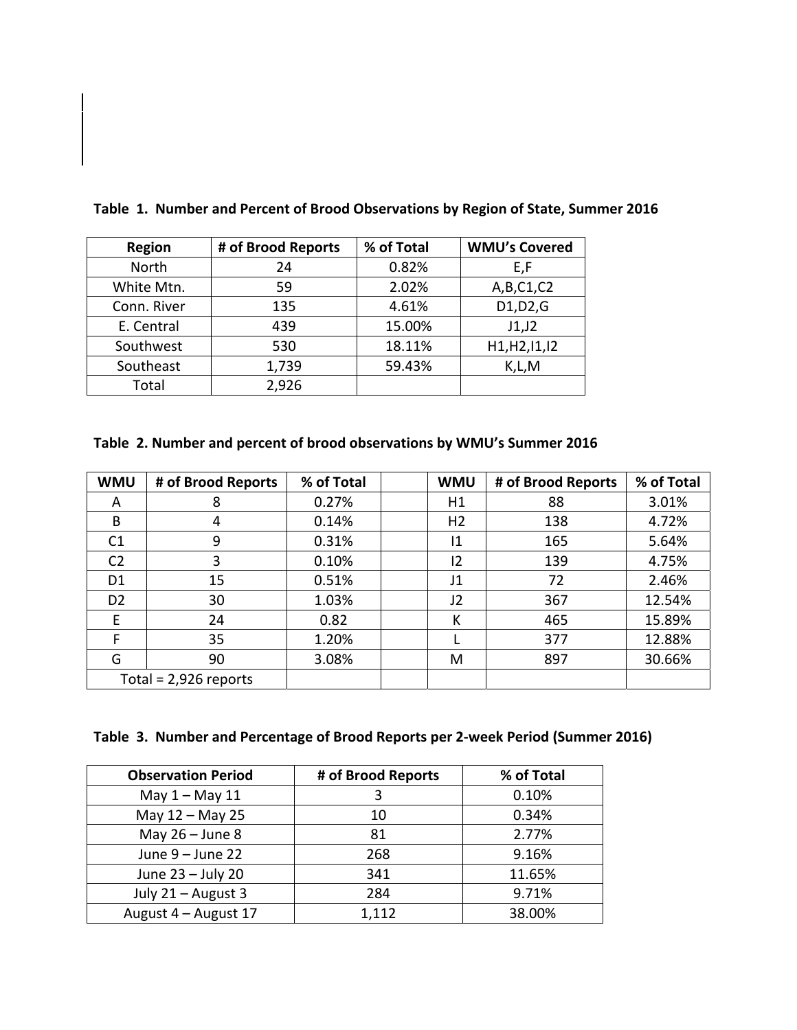**Table 1. Number and Percent of Brood Observations by Region of State, Summer 2016**

| Region | # of Brood Reports | % of Total | WMU's Covered |
|---|---|---|---|
| North | 24 | 0.82% | E,F |
| White Mtn. | 59 | 2.02% | A,B,C1,C2 |
| Conn. River | 135 | 4.61% | D1,D2,G |
| E. Central | 439 | 15.00% | J1,J2 |
| Southwest | 530 | 18.11% | H1,H2,I1,I2 |
| Southeast | 1,739 | 59.43% | K,L,M |
| Total | 2,926 | | |

**Table 2. Number and percent of brood observations by WMU's Summer 2016**

| WMU | # of Brood Reports | % of Total | | WMU | # of Brood Reports | % of Total |
|---|---|---|---|---|---|---|
| A | 8 | 0.27% | | H1 | 88 | 3.01% |
| B | 4 | 0.14% | | H2 | 138 | 4.72% |
| C1 | 9 | 0.31% | | I1 | 165 | 5.64% |
| C2 | 3 | 0.10% | | I2 | 139 | 4.75% |
| D1 | 15 | 0.51% | | J1 | 72 | 2.46% |
| D2 | 30 | 1.03% | | J2 | 367 | 12.54% |
| E | 24 | 0.82 | | K | 465 | 15.89% |
| F | 35 | 1.20% | | L | 377 | 12.88% |
| G | 90 | 3.08% | | M | 897 | 30.66% |
| Total = 2,926 reports | | | | | | |

**Table 3. Number and Percentage of Brood Reports per 2-week Period (Summer 2016)**

| Observation Period | # of Brood Reports | % of Total |
|---|---|---|
| May 1 – May 11 | 3 | 0.10% |
| May 12 – May 25 | 10 | 0.34% |
| May 26 – June 8 | 81 | 2.77% |
| June 9 – June 22 | 268 | 9.16% |
| June 23 – July 20 | 341 | 11.65% |
| July 21 – August 3 | 284 | 9.71% |
| August 4 – August 17 | 1,112 | 38.00% |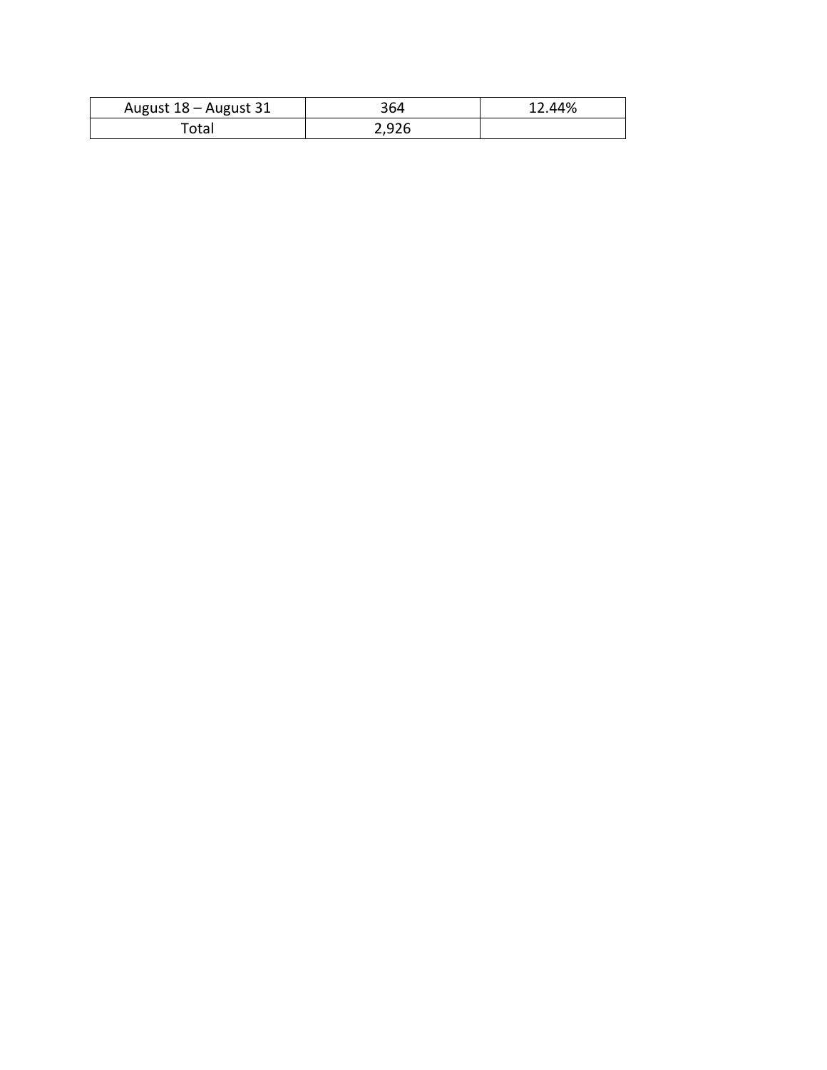| | | |
|---|---|---|
| August 18 – August 31 | 364 | 12.44% |
| Total | 2,926 | |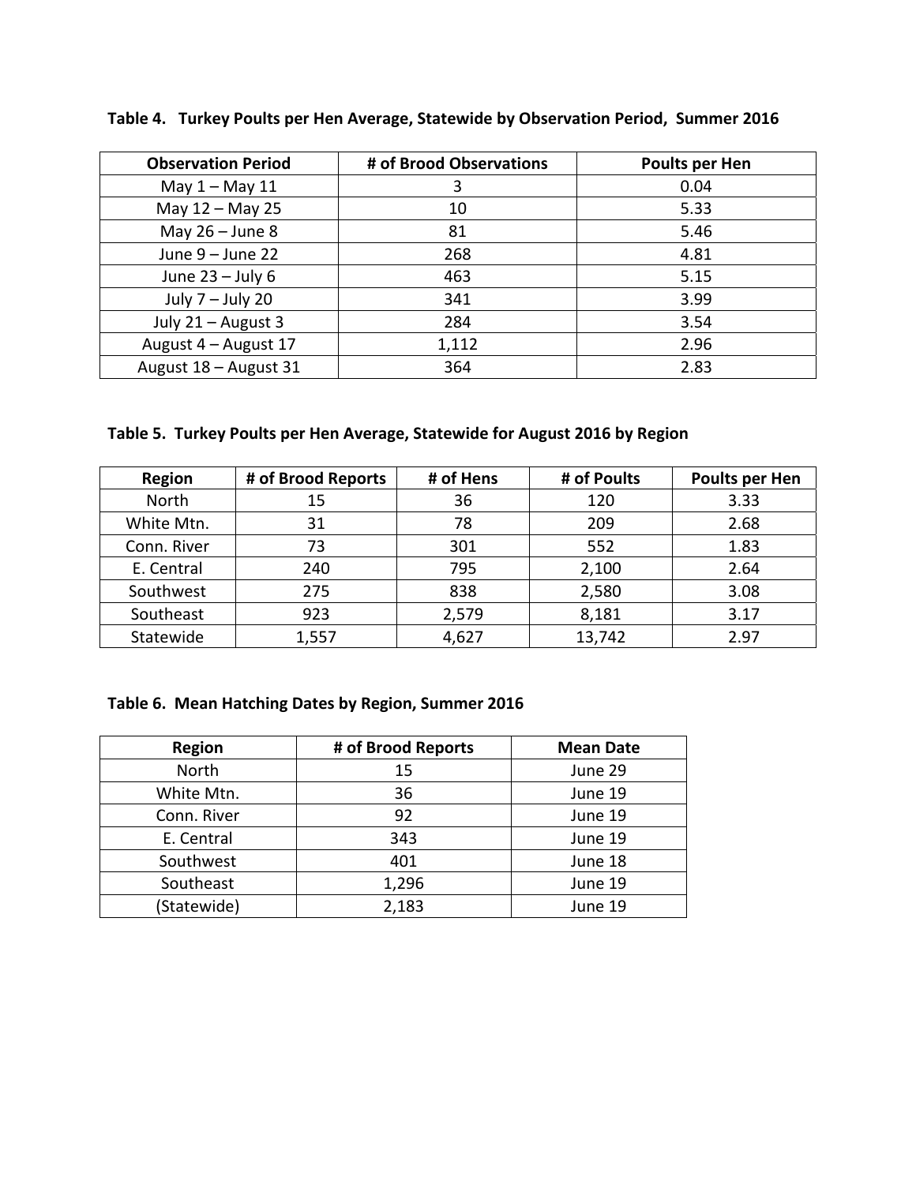**Table 4. Turkey Poults per Hen Average, Statewide by Observation Period, Summer 2016**

| Observation Period | # of Brood Observations | Poults per Hen |
|---|---|---|
| May 1 – May 11 | 3 | 0.04 |
| May 12 – May 25 | 10 | 5.33 |
| May 26 – June 8 | 81 | 5.46 |
| June 9 – June 22 | 268 | 4.81 |
| June 23 – July 6 | 463 | 5.15 |
| July 7 – July 20 | 341 | 3.99 |
| July 21 – August 3 | 284 | 3.54 |
| August 4 – August 17 | 1,112 | 2.96 |
| August 18 – August 31 | 364 | 2.83 |

**Table 5. Turkey Poults per Hen Average, Statewide for August 2016 by Region**

| Region | # of Brood Reports | # of Hens | # of Poults | Poults per Hen |
|---|---|---|---|---|
| North | 15 | 36 | 120 | 3.33 |
| White Mtn. | 31 | 78 | 209 | 2.68 |
| Conn. River | 73 | 301 | 552 | 1.83 |
| E. Central | 240 | 795 | 2,100 | 2.64 |
| Southwest | 275 | 838 | 2,580 | 3.08 |
| Southeast | 923 | 2,579 | 8,181 | 3.17 |
| Statewide | 1,557 | 4,627 | 13,742 | 2.97 |

**Table 6. Mean Hatching Dates by Region, Summer 2016**

| Region | # of Brood Reports | Mean Date |
|---|---|---|
| North | 15 | June 29 |
| White Mtn. | 36 | June 19 |
| Conn. River | 92 | June 19 |
| E. Central | 343 | June 19 |
| Southwest | 401 | June 18 |
| Southeast | 1,296 | June 19 |
| (Statewide) | 2,183 | June 19 |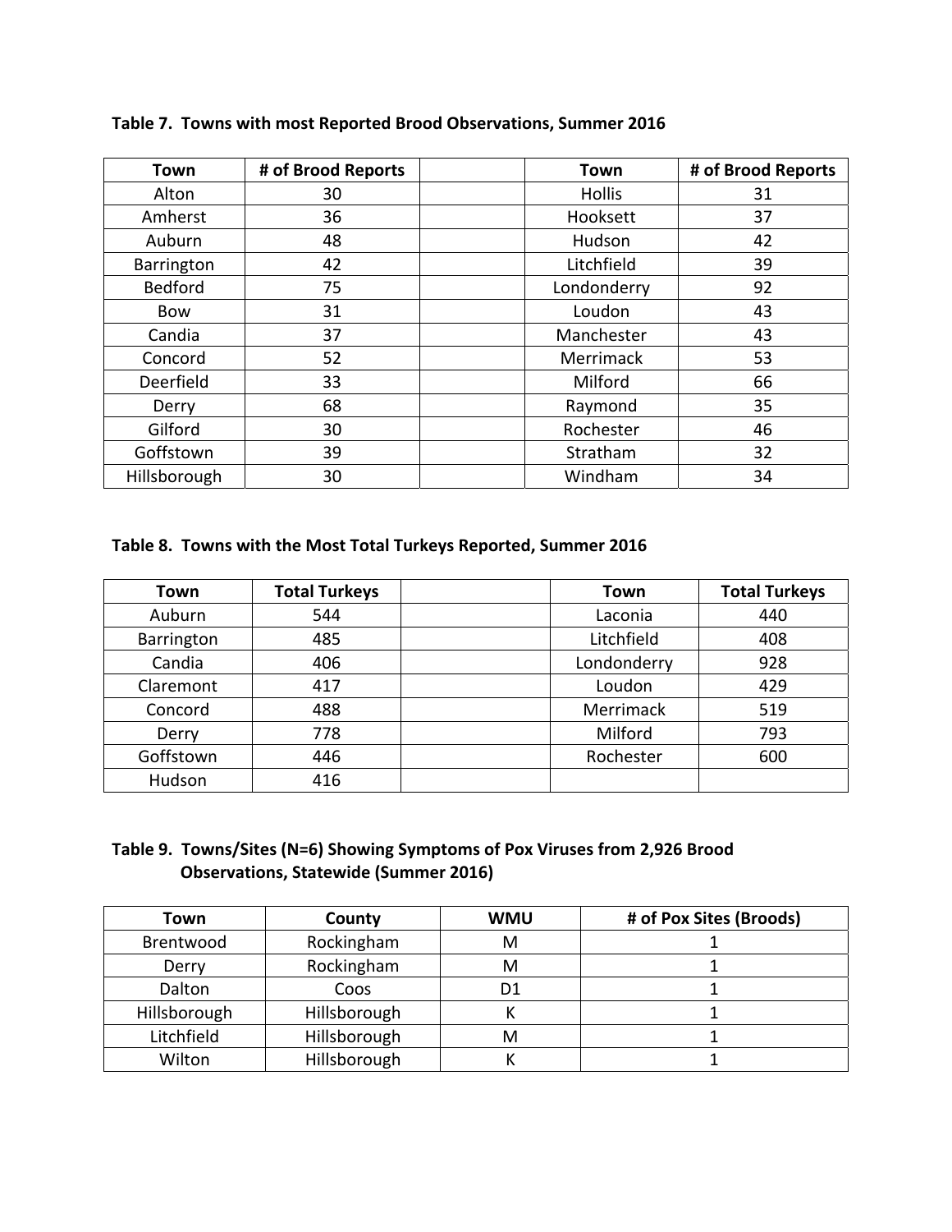**Table 7. Towns with most Reported Brood Observations, Summer 2016**

| Town | # of Brood Reports | | Town | # of Brood Reports |
|---|---|---|---|---|
| Alton | 30 | | Hollis | 31 |
| Amherst | 36 | | Hooksett | 37 |
| Auburn | 48 | | Hudson | 42 |
| Barrington | 42 | | Litchfield | 39 |
| Bedford | 75 | | Londonderry | 92 |
| Bow | 31 | | Loudon | 43 |
| Candia | 37 | | Manchester | 43 |
| Concord | 52 | | Merrimack | 53 |
| Deerfield | 33 | | Milford | 66 |
| Derry | 68 | | Raymond | 35 |
| Gilford | 30 | | Rochester | 46 |
| Goffstown | 39 | | Stratham | 32 |
| Hillsborough | 30 | | Windham | 34 |

**Table 8. Towns with the Most Total Turkeys Reported, Summer 2016**

| Town | Total Turkeys | | Town | Total Turkeys |
|---|---|---|---|---|
| Auburn | 544 | | Laconia | 440 |
| Barrington | 485 | | Litchfield | 408 |
| Candia | 406 | | Londonderry | 928 |
| Claremont | 417 | | Loudon | 429 |
| Concord | 488 | | Merrimack | 519 |
| Derry | 778 | | Milford | 793 |
| Goffstown | 446 | | Rochester | 600 |
| Hudson | 416 | | | |

**Table 9. Towns/Sites (N=6) Showing Symptoms of Pox Viruses from 2,926 Brood Observations, Statewide (Summer 2016)**

| Town | County | WMU | # of Pox Sites (Broods) |
|---|---|---|---|
| Brentwood | Rockingham | M | 1 |
| Derry | Rockingham | M | 1 |
| Dalton | Coos | D1 | 1 |
| Hillsborough | Hillsborough | K | 1 |
| Litchfield | Hillsborough | M | 1 |
| Wilton | Hillsborough | K | 1 |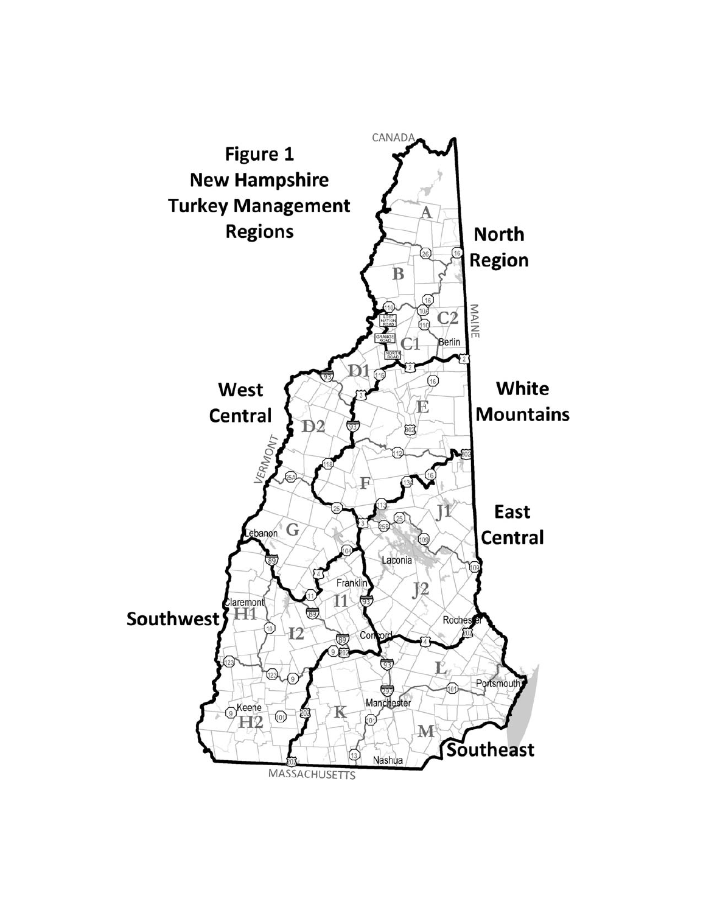Figure 1
New Hampshire
Turkey Management
Regions

CANADA

A

North
Region

B

C2

C1

MAINE

Berlin

D1

West
Central

White
Mountains

E

D2

VERMONT

F

J1

East
Central

Lebanon

G

Laconia

Franklin

J2

I1

Claremont

Southwest

H1

I2

Rochester

Concord

L

Portsmouth

Keene

H2

K

Manchester

M

Nashua

Southeast

MASSACHUSETTS